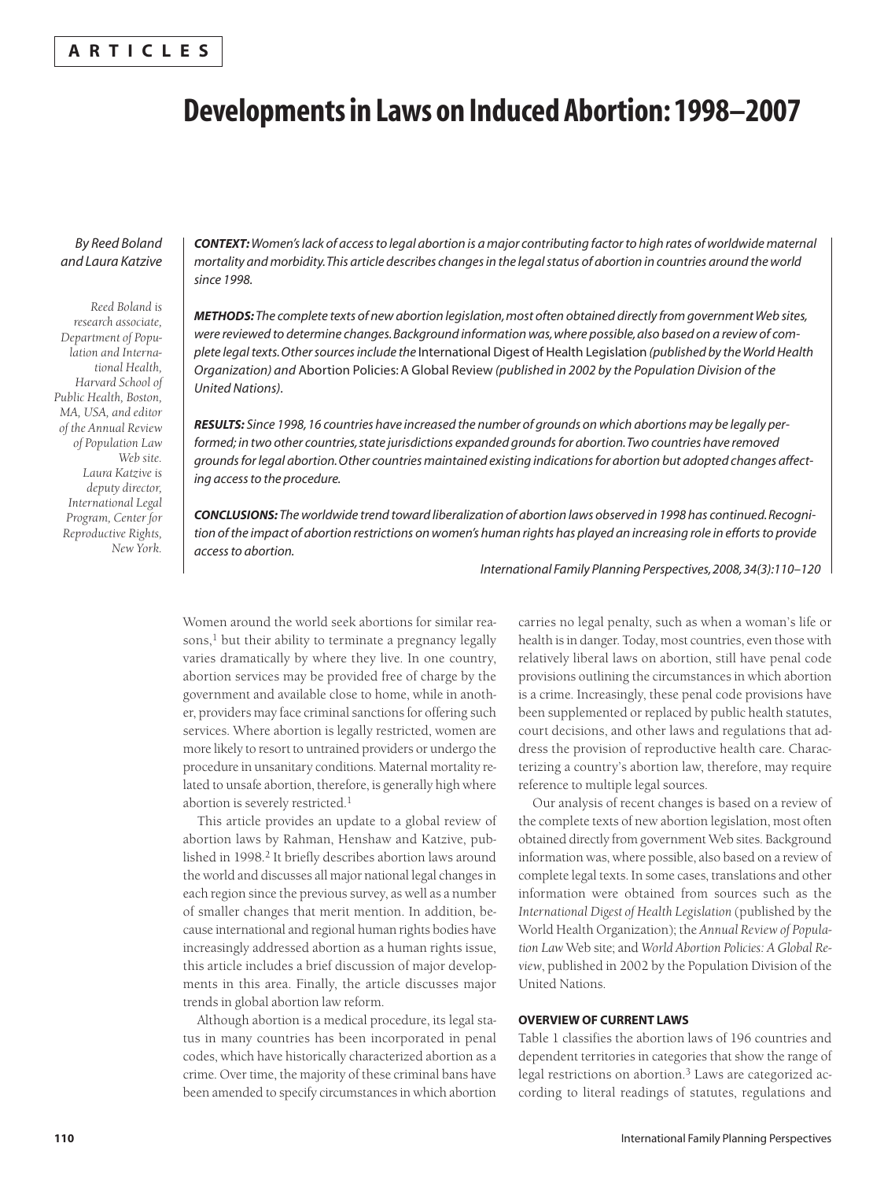ARTICLES

# Developments in Laws on Induced Abortion: 1998–2007

*By Reed Boland and Laura Katzive*

*Reed Boland is research associate, Department of Population and International Health, Harvard School of Public Health, Boston, MA, USA, and editor of the Annual Review of Population Law Web site. Laura Katzive is deputy director, International Legal Program, Center for Reproductive Rights, New York.*

***CONTEXT:*** *Women's lack of access to legal abortion is a major contributing factor to high rates of worldwide maternal mortality and morbidity. This article describes changes in the legal status of abortion in countries around the world since 1998.*

***METHODS:*** *The complete texts of new abortion legislation, most often obtained directly from government Web sites, were reviewed to determine changes. Background information was, where possible, also based on a review of complete legal texts. Other sources include the* International Digest of Health Legislation *(published by the World Health Organization) and* Abortion Policies: A Global Review *(published in 2002 by the Population Division of the United Nations).*

***RESULTS:*** *Since 1998, 16 countries have increased the number of grounds on which abortions may be legally performed; in two other countries, state jurisdictions expanded grounds for abortion. Two countries have removed grounds for legal abortion. Other countries maintained existing indications for abortion but adopted changes affecting access to the procedure.*

***CONCLUSIONS:*** *The worldwide trend toward liberalization of abortion laws observed in 1998 has continued. Recognition of the impact of abortion restrictions on women's human rights has played an increasing role in efforts to provide access to abortion.*

*International Family Planning Perspectives, 2008, 34(3):110–120*

Women around the world seek abortions for similar reasons,[1] but their ability to terminate a pregnancy legally varies dramatically by where they live. In one country, abortion services may be provided free of charge by the government and available close to home, while in another, providers may face criminal sanctions for offering such services. Where abortion is legally restricted, women are more likely to resort to untrained providers or undergo the procedure in unsanitary conditions. Maternal mortality related to unsafe abortion, therefore, is generally high where abortion is severely restricted.[1]

This article provides an update to a global review of abortion laws by Rahman, Henshaw and Katzive, published in 1998.[2] It briefly describes abortion laws around the world and discusses all major national legal changes in each region since the previous survey, as well as a number of smaller changes that merit mention. In addition, because international and regional human rights bodies have increasingly addressed abortion as a human rights issue, this article includes a brief discussion of major developments in this area. Finally, the article discusses major trends in global abortion law reform.

Although abortion is a medical procedure, its legal status in many countries has been incorporated in penal codes, which have historically characterized abortion as a crime. Over time, the majority of these criminal bans have been amended to specify circumstances in which abortion carries no legal penalty, such as when a woman's life or health is in danger. Today, most countries, even those with relatively liberal laws on abortion, still have penal code provisions outlining the circumstances in which abortion is a crime. Increasingly, these penal code provisions have been supplemented or replaced by public health statutes, court decisions, and other laws and regulations that address the provision of reproductive health care. Characterizing a country's abortion law, therefore, may require reference to multiple legal sources.

Our analysis of recent changes is based on a review of the complete texts of new abortion legislation, most often obtained directly from government Web sites. Background information was, where possible, also based on a review of complete legal texts. In some cases, translations and other information were obtained from sources such as the *International Digest of Health Legislation* (published by the World Health Organization); the *Annual Review of Population Law* Web site; and *World Abortion Policies: A Global Review*, published in 2002 by the Population Division of the United Nations.

## OVERVIEW OF CURRENT LAWS

Table 1 classifies the abortion laws of 196 countries and dependent territories in categories that show the range of legal restrictions on abortion.[3] Laws are categorized according to literal readings of statutes, regulations and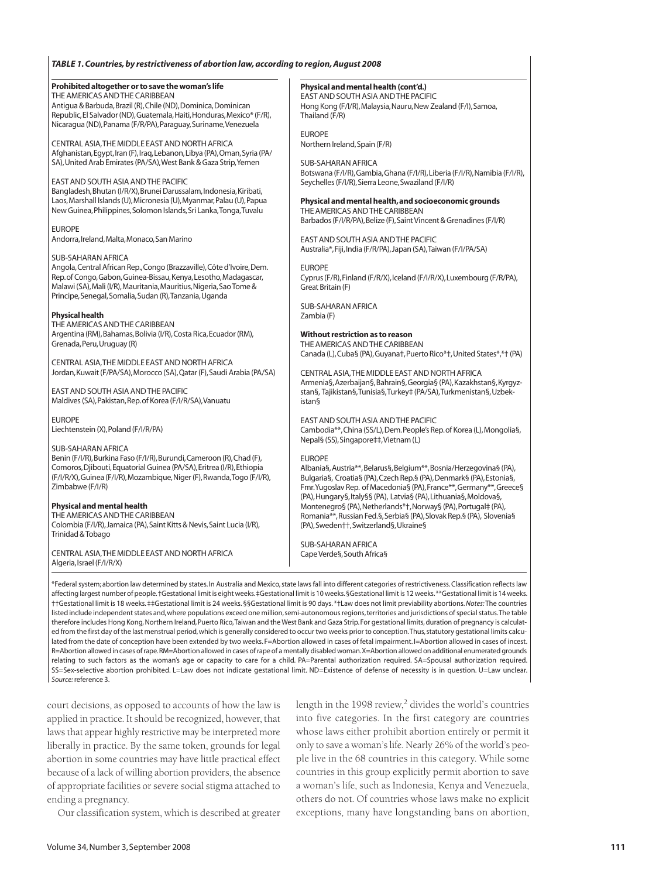***TABLE 1. Countries, by restrictiveness of abortion law, according to region, August 2008***

**Prohibited altogether or to save the woman's life**

THE AMERICAS AND THE CARIBBEAN
Antigua & Barbuda, Brazil (R), Chile (ND), Dominica, Dominican Republic, El Salvador (ND), Guatemala, Haiti, Honduras, Mexico* (F/R), Nicaragua (ND), Panama (F/R/PA), Paraguay, Suriname, Venezuela

CENTRAL ASIA, THE MIDDLE EAST AND NORTH AFRICA
Afghanistan, Egypt, Iran (F), Iraq, Lebanon, Libya (PA), Oman, Syria (PA/SA), United Arab Emirates (PA/SA), West Bank & Gaza Strip, Yemen

EAST AND SOUTH ASIA AND THE PACIFIC
Bangladesh, Bhutan (I/R/X), Brunei Darussalam, Indonesia, Kiribati, Laos, Marshall Islands (U), Micronesia (U), Myanmar, Palau (U), Papua New Guinea, Philippines, Solomon Islands, Sri Lanka, Tonga, Tuvalu

EUROPE
Andorra, Ireland, Malta, Monaco, San Marino

SUB-SAHARAN AFRICA
Angola, Central African Rep., Congo (Brazzaville), Côte d'Ivoire, Dem. Rep. of Congo, Gabon, Guinea-Bissau, Kenya, Lesotho, Madagascar, Malawi (SA), Mali (I/R), Mauritania, Mauritius, Nigeria, Sao Tome & Principe, Senegal, Somalia, Sudan (R), Tanzania, Uganda

**Physical health**

THE AMERICAS AND THE CARIBBEAN
Argentina (RM), Bahamas, Bolivia (I/R), Costa Rica, Ecuador (RM), Grenada, Peru, Uruguay (R)

CENTRAL ASIA, THE MIDDLE EAST AND NORTH AFRICA
Jordan, Kuwait (F/PA/SA), Morocco (SA), Qatar (F), Saudi Arabia (PA/SA)

EAST AND SOUTH ASIA AND THE PACIFIC
Maldives (SA), Pakistan, Rep. of Korea (F/I/R/SA), Vanuatu

EUROPE
Liechtenstein (X), Poland (F/I/R/PA)

SUB-SAHARAN AFRICA
Benin (F/I/R), Burkina Faso (F/I/R), Burundi, Cameroon (R), Chad (F), Comoros, Djibouti, Equatorial Guinea (PA/SA), Eritrea (I/R), Ethiopia (F/I/R/X), Guinea (F/I/R), Mozambique, Niger (F), Rwanda, Togo (F/I/R), Zimbabwe (F/I/R)

**Physical and mental health**

THE AMERICAS AND THE CARIBBEAN
Colombia (F/I/R), Jamaica (PA), Saint Kitts & Nevis, Saint Lucia (I/R), Trinidad & Tobago

CENTRAL ASIA, THE MIDDLE EAST AND NORTH AFRICA
Algeria, Israel (F/I/R/X)

**Physical and mental health (cont'd.)**

EAST AND SOUTH ASIA AND THE PACIFIC
Hong Kong (F/I/R), Malaysia, Nauru, New Zealand (F/I), Samoa, Thailand (F/R)

EUROPE
Northern Ireland, Spain (F/R)

SUB-SAHARAN AFRICA
Botswana (F/I/R), Gambia, Ghana (F/I/R), Liberia (F/I/R), Namibia (F/I/R), Seychelles (F/I/R), Sierra Leone, Swaziland (F/I/R)

**Physical and mental health, and socioeconomic grounds**

THE AMERICAS AND THE CARIBBEAN
Barbados (F/I/R/PA), Belize (F), Saint Vincent & Grenadines (F/I/R)

EAST AND SOUTH ASIA AND THE PACIFIC
Australia*, Fiji, India (F/R/PA), Japan (SA), Taiwan (F/I/PA/SA)

EUROPE
Cyprus (F/R), Finland (F/R/X), Iceland (F/I/R/X), Luxembourg (F/R/PA), Great Britain (F)

SUB-SAHARAN AFRICA
Zambia (F)

**Without restriction as to reason**

THE AMERICAS AND THE CARIBBEAN
Canada (L), Cuba§ (PA), Guyana†, Puerto Rico*†, United States*,*† (PA)

CENTRAL ASIA, THE MIDDLE EAST AND NORTH AFRICA
Armenia§, Azerbaijan§, Bahrain§, Georgia§ (PA), Kazakhstan§, Kyrgyzstan§, Tajikistan§, Tunisia§, Turkey‡ (PA/SA), Turkmenistan§, Uzbekistan§

EAST AND SOUTH ASIA AND THE PACIFIC
Cambodia**, China (SS/L), Dem. People's Rep. of Korea (L), Mongolia§, Nepal§ (SS), Singapore‡‡, Vietnam (L)

EUROPE
Albania§, Austria**, Belarus§, Belgium**, Bosnia/Herzegovina§ (PA), Bulgaria§, Croatia§ (PA), Czech Rep.§ (PA), Denmark§ (PA), Estonia§, Fmr. Yugoslav Rep. of Macedonia§ (PA), France**, Germany**, Greece§ (PA), Hungary§, Italy§§ (PA), Latvia§ (PA), Lithuania§, Moldova§, Montenegro§ (PA), Netherlands*†, Norway§ (PA), Portugal‡ (PA), Romania**, Russian Fed.§, Serbia§ (PA), Slovak Rep.§ (PA), Slovenia§ (PA), Sweden††, Switzerland§, Ukraine§

SUB-SAHARAN AFRICA
Cape Verde§, South Africa§

*Federal system; abortion law determined by states. In Australia and Mexico, state laws fall into different categories of restrictiveness. Classification reflects law affecting largest number of people. †Gestational limit is eight weeks. ‡Gestational limit is 10 weeks. §Gestational limit is 12 weeks. **Gestational limit is 14 weeks. ††Gestational limit is 18 weeks. ‡‡Gestational limit is 24 weeks. §§Gestational limit is 90 days. *†Law does not limit previability abortions. *Notes:* The countries listed include independent states and, where populations exceed one million, semi-autonomous regions, territories and jurisdictions of special status. The table therefore includes Hong Kong, Northern Ireland, Puerto Rico, Taiwan and the West Bank and Gaza Strip. For gestational limits, duration of pregnancy is calculated from the first day of the last menstrual period, which is generally considered to occur two weeks prior to conception. Thus, statutory gestational limits calculated from the date of conception have been extended by two weeks. F=Abortion allowed in cases of fetal impairment. I=Abortion allowed in cases of incest. R=Abortion allowed in cases of rape. RM=Abortion allowed in cases of rape of a mentally disabled woman. X=Abortion allowed on additional enumerated grounds relating to such factors as the woman's age or capacity to care for a child. PA=Parental authorization required. SA=Spousal authorization required. SS=Sex-selective abortion prohibited. L=Law does not indicate gestational limit. ND=Existence of defense of necessity is in question. U=Law unclear. *Source:* reference 3.

court decisions, as opposed to accounts of how the law is applied in practice. It should be recognized, however, that laws that appear highly restrictive may be interpreted more liberally in practice. By the same token, grounds for legal abortion in some countries may have little practical effect because of a lack of willing abortion providers, the absence of appropriate facilities or severe social stigma attached to ending a pregnancy.

Our classification system, which is described at greater length in the 1998 review,[2] divides the world's countries into five categories. In the first category are countries whose laws either prohibit abortion entirely or permit it only to save a woman's life. Nearly 26% of the world's people live in the 68 countries in this category. While some countries in this group explicitly permit abortion to save a woman's life, such as Indonesia, Kenya and Venezuela, others do not. Of countries whose laws make no explicit exceptions, many have longstanding bans on abortion,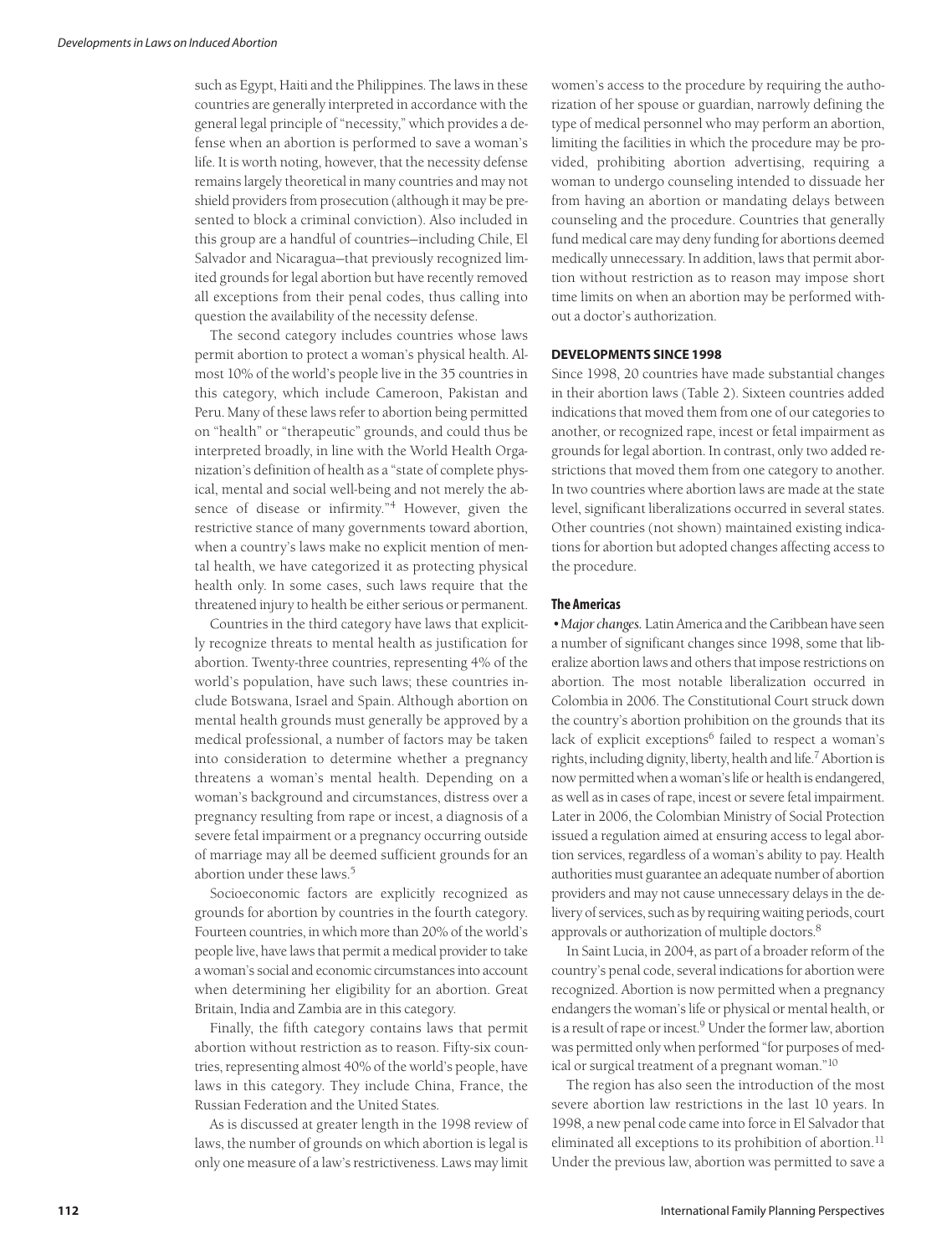such as Egypt, Haiti and the Philippines. The laws in these countries are generally interpreted in accordance with the general legal principle of "necessity," which provides a defense when an abortion is performed to save a woman's life. It is worth noting, however, that the necessity defense remains largely theoretical in many countries and may not shield providers from prosecution (although it may be presented to block a criminal conviction). Also included in this group are a handful of countries—including Chile, El Salvador and Nicaragua—that previously recognized limited grounds for legal abortion but have recently removed all exceptions from their penal codes, thus calling into question the availability of the necessity defense.

The second category includes countries whose laws permit abortion to protect a woman's physical health. Almost 10% of the world's people live in the 35 countries in this category, which include Cameroon, Pakistan and Peru. Many of these laws refer to abortion being permitted on "health" or "therapeutic" grounds, and could thus be interpreted broadly, in line with the World Health Organization's definition of health as a "state of complete physical, mental and social well-being and not merely the absence of disease or infirmity."[4] However, given the restrictive stance of many governments toward abortion, when a country's laws make no explicit mention of mental health, we have categorized it as protecting physical health only. In some cases, such laws require that the threatened injury to health be either serious or permanent.

Countries in the third category have laws that explicitly recognize threats to mental health as justification for abortion. Twenty-three countries, representing 4% of the world's population, have such laws; these countries include Botswana, Israel and Spain. Although abortion on mental health grounds must generally be approved by a medical professional, a number of factors may be taken into consideration to determine whether a pregnancy threatens a woman's mental health. Depending on a woman's background and circumstances, distress over a pregnancy resulting from rape or incest, a diagnosis of a severe fetal impairment or a pregnancy occurring outside of marriage may all be deemed sufficient grounds for an abortion under these laws.[5]

Socioeconomic factors are explicitly recognized as grounds for abortion by countries in the fourth category. Fourteen countries, in which more than 20% of the world's people live, have laws that permit a medical provider to take a woman's social and economic circumstances into account when determining her eligibility for an abortion. Great Britain, India and Zambia are in this category.

Finally, the fifth category contains laws that permit abortion without restriction as to reason. Fifty-six countries, representing almost 40% of the world's people, have laws in this category. They include China, France, the Russian Federation and the United States.

As is discussed at greater length in the 1998 review of laws, the number of grounds on which abortion is legal is only one measure of a law's restrictiveness. Laws may limit women's access to the procedure by requiring the authorization of her spouse or guardian, narrowly defining the type of medical personnel who may perform an abortion, limiting the facilities in which the procedure may be provided, prohibiting abortion advertising, requiring a woman to undergo counseling intended to dissuade her from having an abortion or mandating delays between counseling and the procedure. Countries that generally fund medical care may deny funding for abortions deemed medically unnecessary. In addition, laws that permit abortion without restriction as to reason may impose short time limits on when an abortion may be performed without a doctor's authorization.

## DEVELOPMENTS SINCE 1998

Since 1998, 20 countries have made substantial changes in their abortion laws (Table 2). Sixteen countries added indications that moved them from one of our categories to another, or recognized rape, incest or fetal impairment as grounds for legal abortion. In contrast, only two added restrictions that moved them from one category to another. In two countries where abortion laws are made at the state level, significant liberalizations occurred in several states. Other countries (not shown) maintained existing indications for abortion but adopted changes affecting access to the procedure.

### The Americas

• *Major changes.* Latin America and the Caribbean have seen a number of significant changes since 1998, some that liberalize abortion laws and others that impose restrictions on abortion. The most notable liberalization occurred in Colombia in 2006. The Constitutional Court struck down the country's abortion prohibition on the grounds that its lack of explicit exceptions[6] failed to respect a woman's rights, including dignity, liberty, health and life.[7] Abortion is now permitted when a woman's life or health is endangered, as well as in cases of rape, incest or severe fetal impairment. Later in 2006, the Colombian Ministry of Social Protection issued a regulation aimed at ensuring access to legal abortion services, regardless of a woman's ability to pay. Health authorities must guarantee an adequate number of abortion providers and may not cause unnecessary delays in the delivery of services, such as by requiring waiting periods, court approvals or authorization of multiple doctors.[8]

In Saint Lucia, in 2004, as part of a broader reform of the country's penal code, several indications for abortion were recognized. Abortion is now permitted when a pregnancy endangers the woman's life or physical or mental health, or is a result of rape or incest.[9] Under the former law, abortion was permitted only when performed "for purposes of medical or surgical treatment of a pregnant woman."[10]

The region has also seen the introduction of the most severe abortion law restrictions in the last 10 years. In 1998, a new penal code came into force in El Salvador that eliminated all exceptions to its prohibition of abortion.[11] Under the previous law, abortion was permitted to save a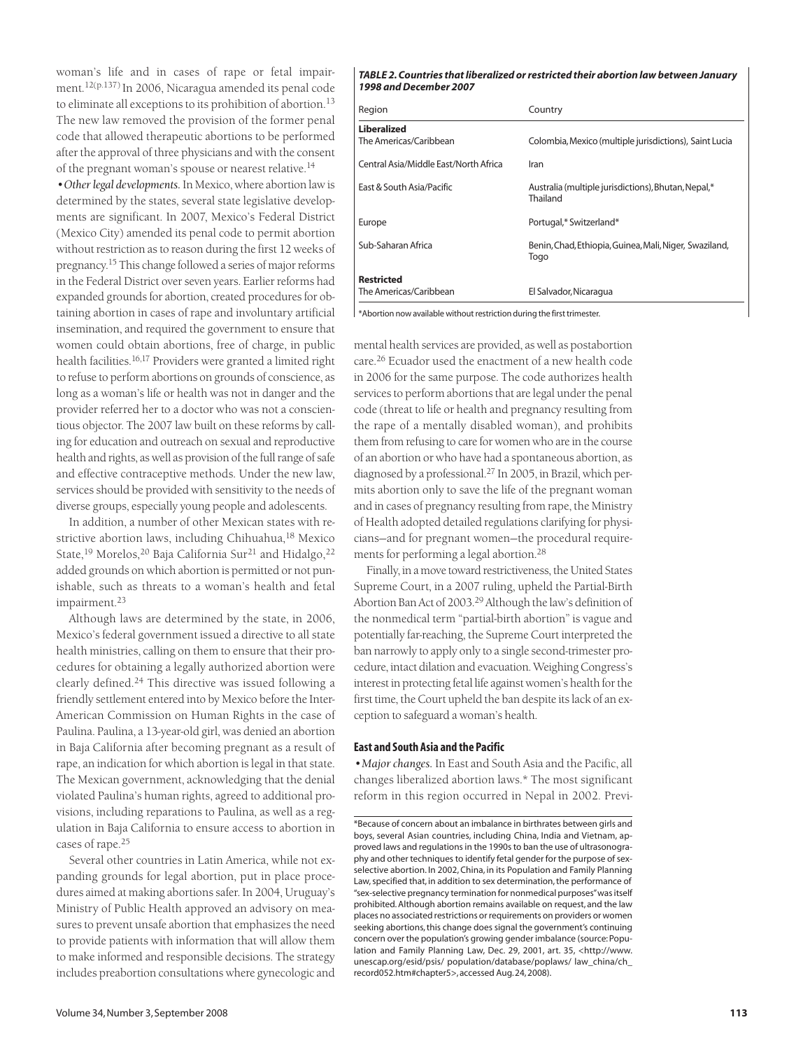woman's life and in cases of rape or fetal impairment.[12(p.137)] In 2006, Nicaragua amended its penal code to eliminate all exceptions to its prohibition of abortion.[13] The new law removed the provision of the former penal code that allowed therapeutic abortions to be performed after the approval of three physicians and with the consent of the pregnant woman's spouse or nearest relative.[14]

*• Other legal developments.* In Mexico, where abortion law is determined by the states, several state legislative developments are significant. In 2007, Mexico's Federal District (Mexico City) amended its penal code to permit abortion without restriction as to reason during the first 12 weeks of pregnancy.[15] This change followed a series of major reforms in the Federal District over seven years. Earlier reforms had expanded grounds for abortion, created procedures for obtaining abortion in cases of rape and involuntary artificial insemination, and required the government to ensure that women could obtain abortions, free of charge, in public health facilities.[16,17] Providers were granted a limited right to refuse to perform abortions on grounds of conscience, as long as a woman's life or health was not in danger and the provider referred her to a doctor who was not a conscientious objector. The 2007 law built on these reforms by calling for education and outreach on sexual and reproductive health and rights, as well as provision of the full range of safe and effective contraceptive methods. Under the new law, services should be provided with sensitivity to the needs of diverse groups, especially young people and adolescents.

In addition, a number of other Mexican states with restrictive abortion laws, including Chihuahua,[18] Mexico State,[19] Morelos,[20] Baja California Sur[21] and Hidalgo,[22] added grounds on which abortion is permitted or not punishable, such as threats to a woman's health and fetal impairment.[23]

Although laws are determined by the state, in 2006, Mexico's federal government issued a directive to all state health ministries, calling on them to ensure that their procedures for obtaining a legally authorized abortion were clearly defined.[24] This directive was issued following a friendly settlement entered into by Mexico before the Inter-American Commission on Human Rights in the case of Paulina. Paulina, a 13-year-old girl, was denied an abortion in Baja California after becoming pregnant as a result of rape, an indication for which abortion is legal in that state. The Mexican government, acknowledging that the denial violated Paulina's human rights, agreed to additional provisions, including reparations to Paulina, as well as a regulation in Baja California to ensure access to abortion in cases of rape.[25]

Several other countries in Latin America, while not expanding grounds for legal abortion, put in place procedures aimed at making abortions safer. In 2004, Uruguay's Ministry of Public Health approved an advisory on measures to prevent unsafe abortion that emphasizes the need to provide patients with information that will allow them to make informed and responsible decisions. The strategy includes preabortion consultations where gynecologic and mental health services are provided, as well as postabortion care.[26] Ecuador used the enactment of a new health code in 2006 for the same purpose. The code authorizes health services to perform abortions that are legal under the penal code (threat to life or health and pregnancy resulting from the rape of a mentally disabled woman), and prohibits them from refusing to care for women who are in the course of an abortion or who have had a spontaneous abortion, as diagnosed by a professional.[27] In 2005, in Brazil, which permits abortion only to save the life of the pregnant woman and in cases of pregnancy resulting from rape, the Ministry of Health adopted detailed regulations clarifying for physicians—and for pregnant women—the procedural requirements for performing a legal abortion.[28]

Finally, in a move toward restrictiveness, the United States Supreme Court, in a 2007 ruling, upheld the Partial-Birth Abortion Ban Act of 2003.[29] Although the law's definition of the nonmedical term "partial-birth abortion" is vague and potentially far-reaching, the Supreme Court interpreted the ban narrowly to apply only to a single second-trimester procedure, intact dilation and evacuation. Weighing Congress's interest in protecting fetal life against women's health for the first time, the Court upheld the ban despite its lack of an exception to safeguard a woman's health.

**TABLE 2. Countries that liberalized or restricted their abortion law between January 1998 and December 2007**

| Region | Country |
|---|---|
| **Liberalized** | |
| The Americas/Caribbean | Colombia, Mexico (multiple jurisdictions), Saint Lucia |
| Central Asia/Middle East/North Africa | Iran |
| East & South Asia/Pacific | Australia (multiple jurisdictions), Bhutan, Nepal,* Thailand |
| Europe | Portugal,* Switzerland* |
| Sub-Saharan Africa | Benin, Chad, Ethiopia, Guinea, Mali, Niger, Swaziland, Togo |
| **Restricted** | |
| The Americas/Caribbean | El Salvador, Nicaragua |

*Abortion now available without restriction during the first trimester.

### East and South Asia and the Pacific

*• Major changes.* In East and South Asia and the Pacific, all changes liberalized abortion laws.* The most significant reform in this region occurred in Nepal in 2002. Previ-

*Because of concern about an imbalance in birthrates between girls and boys, several Asian countries, including China, India and Vietnam, approved laws and regulations in the 1990s to ban the use of ultrasonography and other techniques to identify fetal gender for the purpose of sex-selective abortion. In 2002, China, in its Population and Family Planning Law, specified that, in addition to sex determination, the performance of "sex-selective pregnancy termination for nonmedical purposes" was itself prohibited. Although abortion remains available on request, and the law places no associated restrictions or requirements on providers or women seeking abortions, this change does signal the government's continuing concern over the population's growing gender imbalance (source: Population and Family Planning Law, Dec. 29, 2001, art. 35, <http://www.unescap.org/esid/psis/ population/database/poplaws/ law_china/ch_record052.htm#chapter5>, accessed Aug. 24, 2008).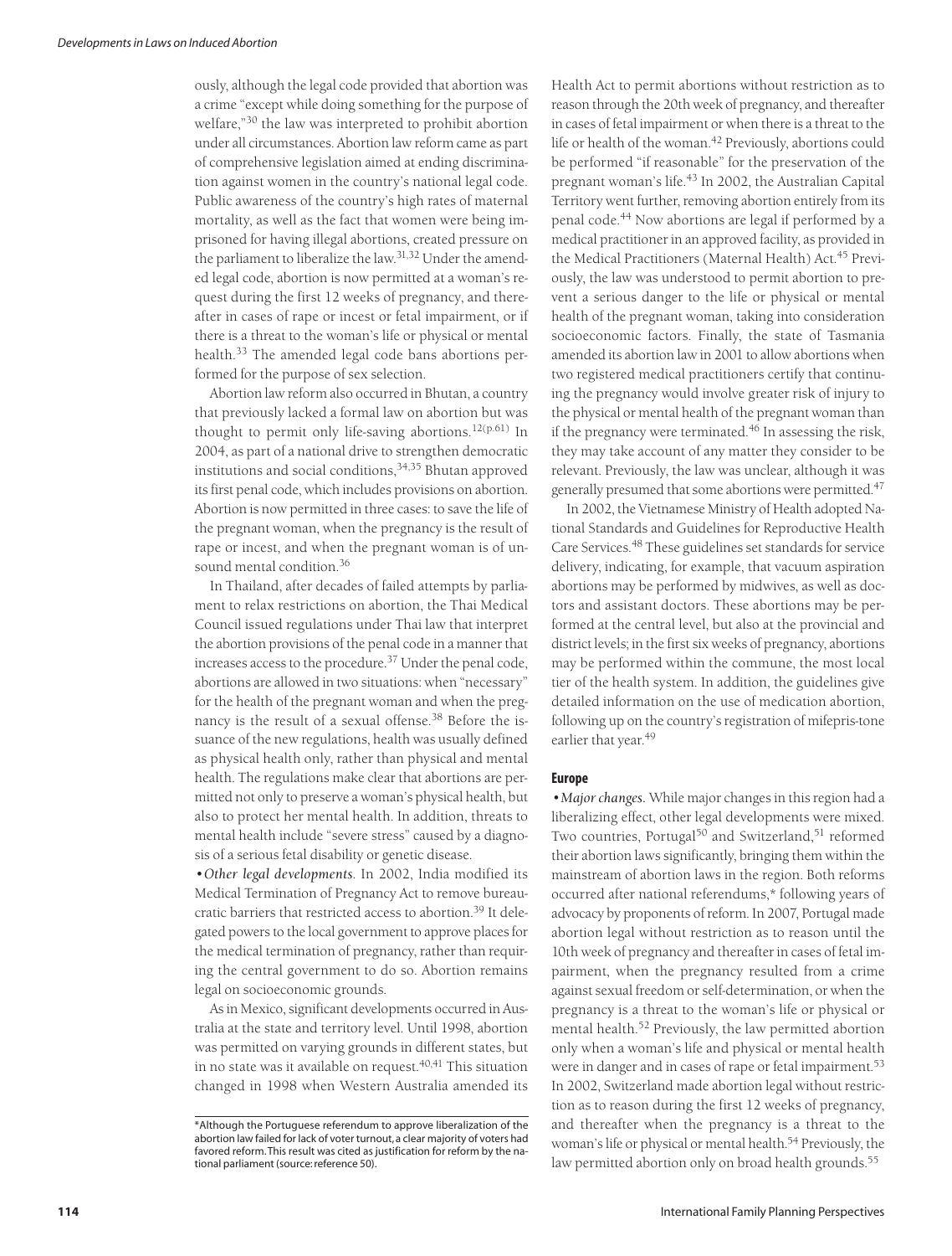ously, although the legal code provided that abortion was a crime "except while doing something for the purpose of welfare,"[30] the law was interpreted to prohibit abortion under all circumstances. Abortion law reform came as part of comprehensive legislation aimed at ending discrimination against women in the country's national legal code. Public awareness of the country's high rates of maternal mortality, as well as the fact that women were being imprisoned for having illegal abortions, created pressure on the parliament to liberalize the law.[31,32] Under the amended legal code, abortion is now permitted at a woman's request during the first 12 weeks of pregnancy, and thereafter in cases of rape or incest or fetal impairment, or if there is a threat to the woman's life or physical or mental health.[33] The amended legal code bans abortions performed for the purpose of sex selection.

Abortion law reform also occurred in Bhutan, a country that previously lacked a formal law on abortion but was thought to permit only life-saving abortions.[12(p.61)] In 2004, as part of a national drive to strengthen democratic institutions and social conditions,[34,35] Bhutan approved its first penal code, which includes provisions on abortion. Abortion is now permitted in three cases: to save the life of the pregnant woman, when the pregnancy is the result of rape or incest, and when the pregnant woman is of unsound mental condition.[36]

In Thailand, after decades of failed attempts by parliament to relax restrictions on abortion, the Thai Medical Council issued regulations under Thai law that interpret the abortion provisions of the penal code in a manner that increases access to the procedure.[37] Under the penal code, abortions are allowed in two situations: when "necessary" for the health of the pregnant woman and when the pregnancy is the result of a sexual offense.[38] Before the issuance of the new regulations, health was usually defined as physical health only, rather than physical and mental health. The regulations make clear that abortions are permitted not only to preserve a woman's physical health, but also to protect her mental health. In addition, threats to mental health include "severe stress" caused by a diagnosis of a serious fetal disability or genetic disease.

•*Other legal developments.* In 2002, India modified its Medical Termination of Pregnancy Act to remove bureaucratic barriers that restricted access to abortion.[39] It delegated powers to the local government to approve places for the medical termination of pregnancy, rather than requiring the central government to do so. Abortion remains legal on socioeconomic grounds.

As in Mexico, significant developments occurred in Australia at the state and territory level. Until 1998, abortion was permitted on varying grounds in different states, but in no state was it available on request.[40,41] This situation changed in 1998 when Western Australia amended its Health Act to permit abortions without restriction as to reason through the 20th week of pregnancy, and thereafter in cases of fetal impairment or when there is a threat to the life or health of the woman.[42] Previously, abortions could be performed "if reasonable" for the preservation of the pregnant woman's life.[43] In 2002, the Australian Capital Territory went further, removing abortion entirely from its penal code.[44] Now abortions are legal if performed by a medical practitioner in an approved facility, as provided in the Medical Practitioners (Maternal Health) Act.[45] Previously, the law was understood to permit abortion to prevent a serious danger to the life or physical or mental health of the pregnant woman, taking into consideration socioeconomic factors. Finally, the state of Tasmania amended its abortion law in 2001 to allow abortions when two registered medical practitioners certify that continuing the pregnancy would involve greater risk of injury to the physical or mental health of the pregnant woman than if the pregnancy were terminated.[46] In assessing the risk, they may take account of any matter they consider to be relevant. Previously, the law was unclear, although it was generally presumed that some abortions were permitted.[47]

In 2002, the Vietnamese Ministry of Health adopted National Standards and Guidelines for Reproductive Health Care Services.[48] These guidelines set standards for service delivery, indicating, for example, that vacuum aspiration abortions may be performed by midwives, as well as doctors and assistant doctors. These abortions may be performed at the central level, but also at the provincial and district levels; in the first six weeks of pregnancy, abortions may be performed within the commune, the most local tier of the health system. In addition, the guidelines give detailed information on the use of medication abortion, following up on the country's registration of mifepris-tone earlier that year.[49]

## Europe

•*Major changes.* While major changes in this region had a liberalizing effect, other legal developments were mixed. Two countries, Portugal[50] and Switzerland,[51] reformed their abortion laws significantly, bringing them within the mainstream of abortion laws in the region. Both reforms occurred after national referendums,* following years of advocacy by proponents of reform. In 2007, Portugal made abortion legal without restriction as to reason until the 10th week of pregnancy and thereafter in cases of fetal impairment, when the pregnancy resulted from a crime against sexual freedom or self-determination, or when the pregnancy is a threat to the woman's life or physical or mental health.[52] Previously, the law permitted abortion only when a woman's life and physical or mental health were in danger and in cases of rape or fetal impairment.[53] In 2002, Switzerland made abortion legal without restriction as to reason during the first 12 weeks of pregnancy, and thereafter when the pregnancy is a threat to the woman's life or physical or mental health.[54] Previously, the law permitted abortion only on broad health grounds.[55]

*Although the Portuguese referendum to approve liberalization of the abortion law failed for lack of voter turnout, a clear majority of voters had favored reform. This result was cited as justification for reform by the national parliament (source: reference 50).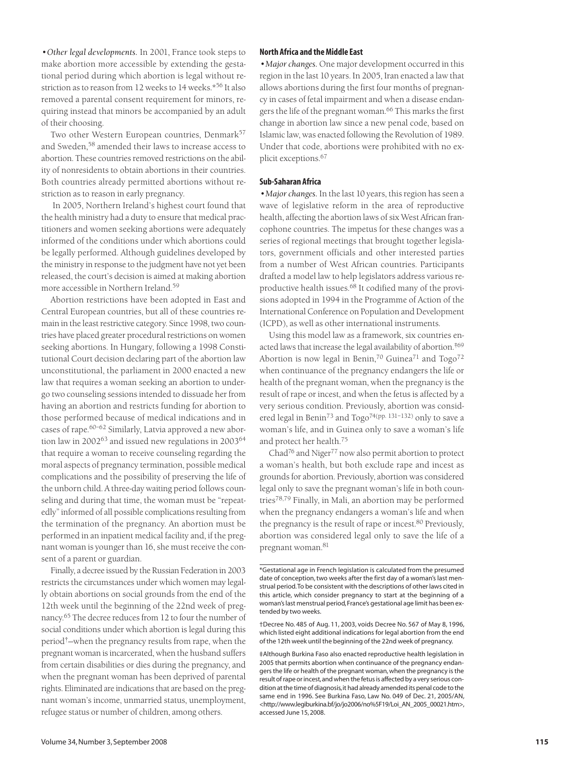*•Other legal developments.* In 2001, France took steps to make abortion more accessible by extending the gestational period during which abortion is legal without restriction as to reason from 12 weeks to 14 weeks.*[56] It also removed a parental consent requirement for minors, requiring instead that minors be accompanied by an adult of their choosing.

Two other Western European countries, Denmark[57] and Sweden,[58] amended their laws to increase access to abortion. These countries removed restrictions on the ability of nonresidents to obtain abortions in their countries. Both countries already permitted abortions without restriction as to reason in early pregnancy.

In 2005, Northern Ireland's highest court found that the health ministry had a duty to ensure that medical practitioners and women seeking abortions were adequately informed of the conditions under which abortions could be legally performed. Although guidelines developed by the ministry in response to the judgment have not yet been released, the court's decision is aimed at making abortion more accessible in Northern Ireland.[59]

Abortion restrictions have been adopted in East and Central European countries, but all of these countries remain in the least restrictive category. Since 1998, two countries have placed greater procedural restrictions on women seeking abortions. In Hungary, following a 1998 Constitutional Court decision declaring part of the abortion law unconstitutional, the parliament in 2000 enacted a new law that requires a woman seeking an abortion to undergo two counseling sessions intended to dissuade her from having an abortion and restricts funding for abortion to those performed because of medical indications and in cases of rape.[60–62] Similarly, Latvia approved a new abortion law in 2002[63] and issued new regulations in 2003[64] that require a woman to receive counseling regarding the moral aspects of pregnancy termination, possible medical complications and the possibility of preserving the life of the unborn child. A three-day waiting period follows counseling and during that time, the woman must be "repeatedly" informed of all possible complications resulting from the termination of the pregnancy. An abortion must be performed in an inpatient medical facility and, if the pregnant woman is younger than 16, she must receive the consent of a parent or guardian.

Finally, a decree issued by the Russian Federation in 2003 restricts the circumstances under which women may legally obtain abortions on social grounds from the end of the 12th week until the beginning of the 22nd week of pregnancy.[65] The decree reduces from 12 to four the number of social conditions under which abortion is legal during this period†—when the pregnancy results from rape, when the pregnant woman is incarcerated, when the husband suffers from certain disabilities or dies during the pregnancy, and when the pregnant woman has been deprived of parental rights. Eliminated are indications that are based on the pregnant woman's income, unmarried status, unemployment, refugee status or number of children, among others.

### North Africa and the Middle East

*•Major changes.* One major development occurred in this region in the last 10 years. In 2005, Iran enacted a law that allows abortions during the first four months of pregnancy in cases of fetal impairment and when a disease endangers the life of the pregnant woman.[66] This marks the first change in abortion law since a new penal code, based on Islamic law, was enacted following the Revolution of 1989. Under that code, abortions were prohibited with no explicit exceptions.[67]

### Sub-Saharan Africa

*•Major changes.* In the last 10 years, this region has seen a wave of legislative reform in the area of reproductive health, affecting the abortion laws of six West African francophone countries. The impetus for these changes was a series of regional meetings that brought together legislators, government officials and other interested parties from a number of West African countries. Participants drafted a model law to help legislators address various reproductive health issues.[68] It codified many of the provisions adopted in 1994 in the Programme of Action of the International Conference on Population and Development (ICPD), as well as other international instruments.

Using this model law as a framework, six countries enacted laws that increase the legal availability of abortion.‡[69] Abortion is now legal in Benin,[70] Guinea[71] and Togo[72] when continuance of the pregnancy endangers the life or health of the pregnant woman, when the pregnancy is the result of rape or incest, and when the fetus is affected by a very serious condition. Previously, abortion was considered legal in Benin[73] and Togo[74(pp. 131–132)] only to save a woman's life, and in Guinea only to save a woman's life and protect her health.[75]

Chad[76] and Niger[77] now also permit abortion to protect a woman's health, but both exclude rape and incest as grounds for abortion. Previously, abortion was considered legal only to save the pregnant woman's life in both countries[78,79] Finally, in Mali, an abortion may be performed when the pregnancy endangers a woman's life and when the pregnancy is the result of rape or incest.[80] Previously, abortion was considered legal only to save the life of a pregnant woman.[81]

---

*Gestational age in French legislation is calculated from the presumed date of conception, two weeks after the first day of a woman's last menstrual period. To be consistent with the descriptions of other laws cited in this article, which consider pregnancy to start at the beginning of a woman's last menstrual period, France's gestational age limit has been extended by two weeks.

†Decree No. 485 of Aug. 11, 2003, voids Decree No. 567 of May 8, 1996, which listed eight additional indications for legal abortion from the end of the 12th week until the beginning of the 22nd week of pregnancy.

‡Although Burkina Faso also enacted reproductive health legislation in 2005 that permits abortion when continuance of the pregnancy endangers the life or health of the pregnant woman, when the pregnancy is the result of rape or incest, and when the fetus is affected by a very serious condition at the time of diagnosis, it had already amended its penal code to the same end in 1996. See Burkina Faso, Law No. 049 of Dec. 21, 2005/AN, <http://www.legiburkina.bf/jo/jo2006/no%5F19/Loi_AN_2005_00021.htm>, accessed June 15, 2008.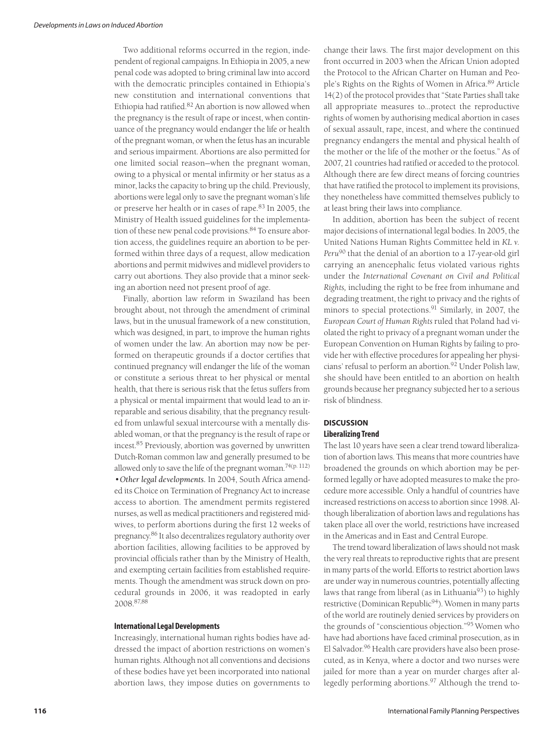Two additional reforms occurred in the region, independent of regional campaigns. In Ethiopia in 2005, a new penal code was adopted to bring criminal law into accord with the democratic principles contained in Ethiopia's new constitution and international conventions that Ethiopia had ratified.[82] An abortion is now allowed when the pregnancy is the result of rape or incest, when continuance of the pregnancy would endanger the life or health of the pregnant woman, or when the fetus has an incurable and serious impairment. Abortions are also permitted for one limited social reason—when the pregnant woman, owing to a physical or mental infirmity or her status as a minor, lacks the capacity to bring up the child. Previously, abortions were legal only to save the pregnant woman's life or preserve her health or in cases of rape.[83] In 2005, the Ministry of Health issued guidelines for the implementation of these new penal code provisions.[84] To ensure abortion access, the guidelines require an abortion to be performed within three days of a request, allow medication abortions and permit midwives and midlevel providers to carry out abortions. They also provide that a minor seeking an abortion need not present proof of age.

Finally, abortion law reform in Swaziland has been brought about, not through the amendment of criminal laws, but in the unusual framework of a new constitution, which was designed, in part, to improve the human rights of women under the law. An abortion may now be performed on therapeutic grounds if a doctor certifies that continued pregnancy will endanger the life of the woman or constitute a serious threat to her physical or mental health, that there is serious risk that the fetus suffers from a physical or mental impairment that would lead to an irreparable and serious disability, that the pregnancy resulted from unlawful sexual intercourse with a mentally disabled woman, or that the pregnancy is the result of rape or incest.[85] Previously, abortion was governed by unwritten Dutch-Roman common law and generally presumed to be allowed only to save the life of the pregnant woman.[74(p. 112)]

• *Other legal developments.* In 2004, South Africa amended its Choice on Termination of Pregnancy Act to increase access to abortion. The amendment permits registered nurses, as well as medical practitioners and registered midwives, to perform abortions during the first 12 weeks of pregnancy.[86] It also decentralizes regulatory authority over abortion facilities, allowing facilities to be approved by provincial officials rather than by the Ministry of Health, and exempting certain facilities from established requirements. Though the amendment was struck down on procedural grounds in 2006, it was readopted in early 2008.[87,88]

### International Legal Developments

Increasingly, international human rights bodies have addressed the impact of abortion restrictions on women's human rights. Although not all conventions and decisions of these bodies have yet been incorporated into national abortion laws, they impose duties on governments to change their laws. The first major development on this front occurred in 2003 when the African Union adopted the Protocol to the African Charter on Human and People's Rights on the Rights of Women in Africa.[89] Article 14(2) of the protocol provides that "State Parties shall take all appropriate measures to...protect the reproductive rights of women by authorising medical abortion in cases of sexual assault, rape, incest, and where the continued pregnancy endangers the mental and physical health of the mother or the life of the mother or the foetus." As of 2007, 21 countries had ratified or acceded to the protocol. Although there are few direct means of forcing countries that have ratified the protocol to implement its provisions, they nonetheless have committed themselves publicly to at least bring their laws into compliance.

In addition, abortion has been the subject of recent major decisions of international legal bodies. In 2005, the United Nations Human Rights Committee held in *KL v. Peru*[90] that the denial of an abortion to a 17-year-old girl carrying an anencephalic fetus violated various rights under the *International Covenant on Civil and Political Rights,* including the right to be free from inhumane and degrading treatment, the right to privacy and the rights of minors to special protections.[91] Similarly, in 2007, the *European Court of Human Rights* ruled that Poland had violated the right to privacy of a pregnant woman under the European Convention on Human Rights by failing to provide her with effective procedures for appealing her physicians' refusal to perform an abortion.[92] Under Polish law, she should have been entitled to an abortion on health grounds because her pregnancy subjected her to a serious risk of blindness.

## DISCUSSION

### Liberalizing Trend

The last 10 years have seen a clear trend toward liberalization of abortion laws. This means that more countries have broadened the grounds on which abortion may be performed legally or have adopted measures to make the procedure more accessible. Only a handful of countries have increased restrictions on access to abortion since 1998. Although liberalization of abortion laws and regulations has taken place all over the world, restrictions have increased in the Americas and in East and Central Europe.

The trend toward liberalization of laws should not mask the very real threats to reproductive rights that are present in many parts of the world. Efforts to restrict abortion laws are under way in numerous countries, potentially affecting laws that range from liberal (as in Lithuania[93]) to highly restrictive (Dominican Republic[94]). Women in many parts of the world are routinely denied services by providers on the grounds of "conscientious objection."[95] Women who have had abortions have faced criminal prosecution, as in El Salvador.[96] Health care providers have also been prosecuted, as in Kenya, where a doctor and two nurses were jailed for more than a year on murder charges after allegedly performing abortions.[97] Although the trend to-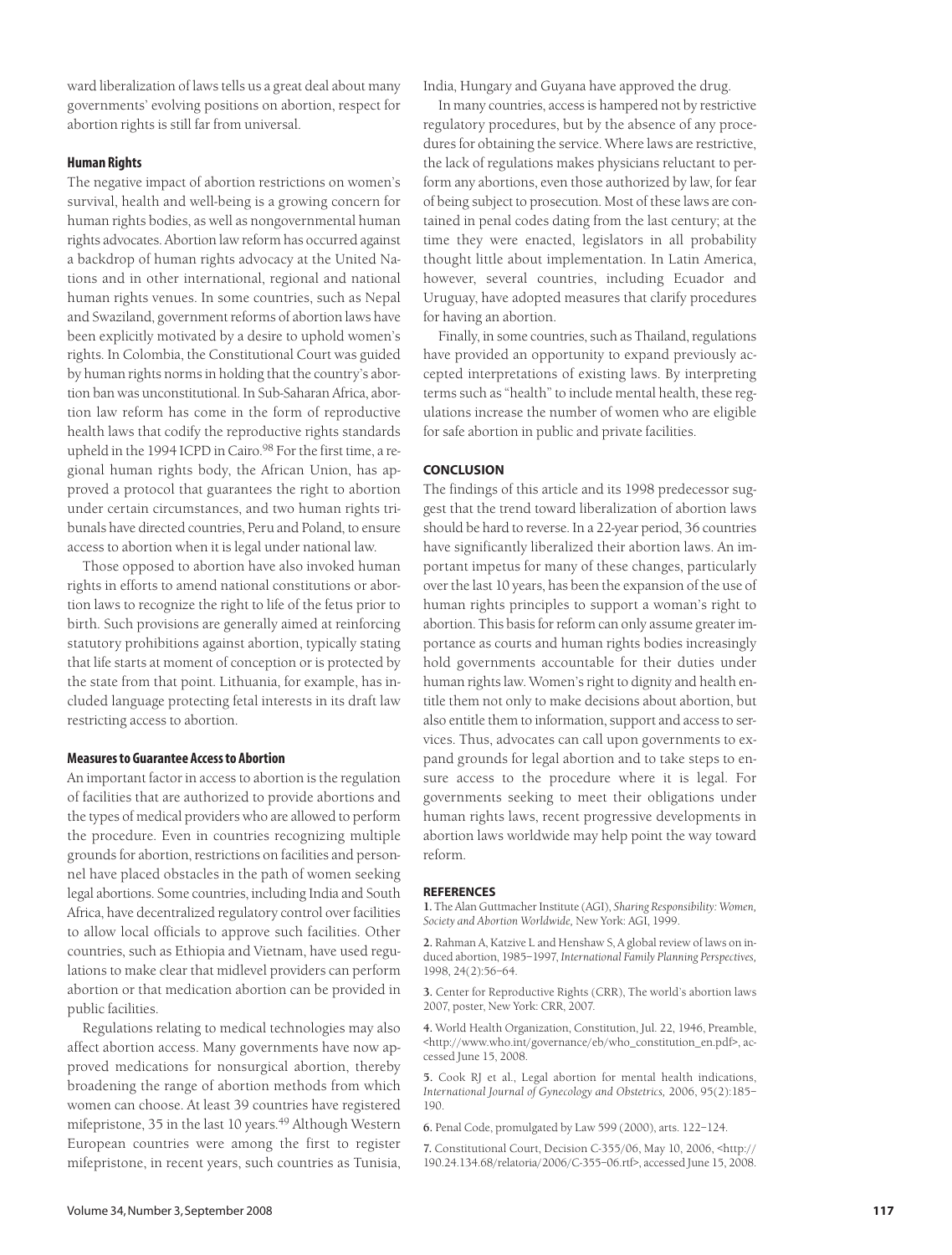ward liberalization of laws tells us a great deal about many governments' evolving positions on abortion, respect for abortion rights is still far from universal.

### Human Rights

The negative impact of abortion restrictions on women's survival, health and well-being is a growing concern for human rights bodies, as well as nongovernmental human rights advocates. Abortion law reform has occurred against a backdrop of human rights advocacy at the United Nations and in other international, regional and national human rights venues. In some countries, such as Nepal and Swaziland, government reforms of abortion laws have been explicitly motivated by a desire to uphold women's rights. In Colombia, the Constitutional Court was guided by human rights norms in holding that the country's abortion ban was unconstitutional. In Sub-Saharan Africa, abortion law reform has come in the form of reproductive health laws that codify the reproductive rights standards upheld in the 1994 ICPD in Cairo.[98] For the first time, a regional human rights body, the African Union, has approved a protocol that guarantees the right to abortion under certain circumstances, and two human rights tribunals have directed countries, Peru and Poland, to ensure access to abortion when it is legal under national law.

Those opposed to abortion have also invoked human rights in efforts to amend national constitutions or abortion laws to recognize the right to life of the fetus prior to birth. Such provisions are generally aimed at reinforcing statutory prohibitions against abortion, typically stating that life starts at moment of conception or is protected by the state from that point. Lithuania, for example, has included language protecting fetal interests in its draft law restricting access to abortion.

### Measures to Guarantee Access to Abortion

An important factor in access to abortion is the regulation of facilities that are authorized to provide abortions and the types of medical providers who are allowed to perform the procedure. Even in countries recognizing multiple grounds for abortion, restrictions on facilities and personnel have placed obstacles in the path of women seeking legal abortions. Some countries, including India and South Africa, have decentralized regulatory control over facilities to allow local officials to approve such facilities. Other countries, such as Ethiopia and Vietnam, have used regulations to make clear that midlevel providers can perform abortion or that medication abortion can be provided in public facilities.

Regulations relating to medical technologies may also affect abortion access. Many governments have now approved medications for nonsurgical abortion, thereby broadening the range of abortion methods from which women can choose. At least 39 countries have registered mifepristone, 35 in the last 10 years.[49] Although Western European countries were among the first to register mifepristone, in recent years, such countries as Tunisia, India, Hungary and Guyana have approved the drug.

In many countries, access is hampered not by restrictive regulatory procedures, but by the absence of any procedures for obtaining the service. Where laws are restrictive, the lack of regulations makes physicians reluctant to perform any abortions, even those authorized by law, for fear of being subject to prosecution. Most of these laws are contained in penal codes dating from the last century; at the time they were enacted, legislators in all probability thought little about implementation. In Latin America, however, several countries, including Ecuador and Uruguay, have adopted measures that clarify procedures for having an abortion.

Finally, in some countries, such as Thailand, regulations have provided an opportunity to expand previously accepted interpretations of existing laws. By interpreting terms such as "health" to include mental health, these regulations increase the number of women who are eligible for safe abortion in public and private facilities.

## CONCLUSION

The findings of this article and its 1998 predecessor suggest that the trend toward liberalization of abortion laws should be hard to reverse. In a 22-year period, 36 countries have significantly liberalized their abortion laws. An important impetus for many of these changes, particularly over the last 10 years, has been the expansion of the use of human rights principles to support a woman's right to abortion. This basis for reform can only assume greater importance as courts and human rights bodies increasingly hold governments accountable for their duties under human rights law. Women's right to dignity and health entitle them not only to make decisions about abortion, but also entitle them to information, support and access to services. Thus, advocates can call upon governments to expand grounds for legal abortion and to take steps to ensure access to the procedure where it is legal. For governments seeking to meet their obligations under human rights laws, recent progressive developments in abortion laws worldwide may help point the way toward reform.

## REFERENCES

**1.** The Alan Guttmacher Institute (AGI), *Sharing Responsibility: Women, Society and Abortion Worldwide,* New York: AGI, 1999.

**2.** Rahman A, Katzive L and Henshaw S, A global review of laws on induced abortion, 1985–1997, *International Family Planning Perspectives,* 1998, 24(2):56–64.

**3.** Center for Reproductive Rights (CRR), The world's abortion laws 2007, poster, New York: CRR, 2007.

**4.** World Health Organization, Constitution, Jul. 22, 1946, Preamble, <http://www.who.int/governance/eb/who_constitution_en.pdf>, accessed June 15, 2008.

**5.** Cook RJ et al., Legal abortion for mental health indications, *International Journal of Gynecology and Obstetrics,* 2006, 95(2):185–190.

**6.** Penal Code, promulgated by Law 599 (2000), arts. 122–124.

**7.** Constitutional Court, Decision C-355/06, May 10, 2006, <http://190.24.134.68/relatoria/2006/C-355-06.rtf>, accessed June 15, 2008.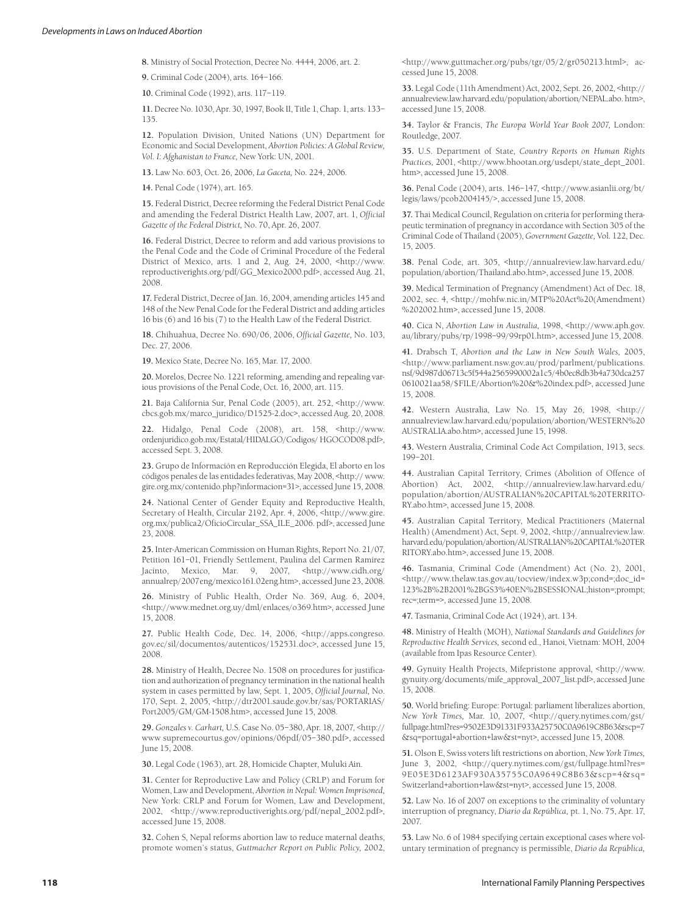**8.** Ministry of Social Protection, Decree No. 4444, 2006, art. 2.

**9.** Criminal Code (2004), arts. 164–166.

**10.** Criminal Code (1992), arts. 117–119.

**11.** Decree No. 1030, Apr. 30, 1997, Book II, Title 1, Chap. 1, arts. 133–135.

**12.** Population Division, United Nations (UN) Department for Economic and Social Development, *Abortion Policies: A Global Review, Vol. I: Afghanistan to France,* New York: UN, 2001.

**13.** Law No. 603, Oct. 26, 2006, *La Gaceta,* No. 224, 2006.

**14.** Penal Code (1974), art. 165.

**15.** Federal District, Decree reforming the Federal District Penal Code and amending the Federal District Health Law, 2007, art. 1, *Official Gazette of the Federal District,* No. 70, Apr. 26, 2007.

**16.** Federal District, Decree to reform and add various provisions to the Penal Code and the Code of Criminal Procedure of the Federal District of Mexico, arts. 1 and 2, Aug. 24, 2000, <http://www.reproductiverights.org/pdf/GG_Mexico2000.pdf>, accessed Aug. 21, 2008.

**17.** Federal District, Decree of Jan. 16, 2004, amending articles 145 and 148 of the New Penal Code for the Federal District and adding articles 16 bis (6) and 16 bis (7) to the Health Law of the Federal District.

**18.** Chihuahua, Decree No. 690/06, 2006, *Official Gazette,* No. 103, Dec. 27, 2006.

**19.** Mexico State, Decree No. 165, Mar. 17, 2000.

**20.** Morelos, Decree No. 1221 reforming, amending and repealing various provisions of the Penal Code, Oct. 16, 2000, art. 115.

**21.** Baja California Sur, Penal Code (2005), art. 252, <http://www.cbcs.gob.mx/marco_juridico/D1525-2.doc>, accessed Aug. 20, 2008.

**22.** Hidalgo, Penal Code (2008), art. 158, <http://www.ordenjuridico.gob.mx/Estatal/HIDALGO/Codigos/ HGOCOD08.pdf>, accessed Sept. 3, 2008.

**23.** Grupo de Información en Reproducción Elegida, El aborto en los códigos penales de las entidades federativas, May 2008, <http:// www.gire.org.mx/contenido.php?informacion=31>, accessed June 15, 2008.

**24.** National Center of Gender Equity and Reproductive Health, Secretary of Health, Circular 2192, Apr. 4, 2006, <http://www.gire.org.mx/publica2/OficioCircular_SSA_ILE_2006. pdf>, accessed June 23, 2008.

**25.** Inter-American Commission on Human Rights, Report No. 21/07, Petition 161–01, Friendly Settlement, Paulina del Carmen Ramírez Jacinto, Mexico, Mar. 9, 2007, <http://www.cidh.org/annualrep/2007eng/mexico161.02eng.htm>, accessed June 23, 2008.

**26.** Ministry of Public Health, Order No. 369, Aug. 6, 2004, <http://www.mednet.org.uy/dml/enlaces/o369.htm>, accessed June 15, 2008.

**27.** Public Health Code, Dec. 14, 2006, <http://apps.congreso.gov.ec/sil/documentos/autenticos/152531.doc>, accessed June 15, 2008.

**28.** Ministry of Health, Decree No. 1508 on procedures for justification and authorization of pregnancy termination in the national health system in cases permitted by law, Sept. 1, 2005, *Official Journal,* No. 170, Sept. 2, 2005, <http://dtr2001.saude.gov.br/sas/PORTARIAS/Port2005/GM/GM-1508.htm>, accessed June 15, 2008.

**29.** *Gonzales v. Carhart,* U.S. Case No. 05–380, Apr. 18, 2007, <http:// www supremecourtus.gov/opinions/06pdf/05–380.pdf>, accessed June 15, 2008.

**30.** Legal Code (1963), art. 28, Homicide Chapter, Muluki Ain.

**31.** Center for Reproductive Law and Policy (CRLP) and Forum for Women, Law and Development, *Abortion in Nepal: Women Imprisoned,* New York: CRLP and Forum for Women, Law and Development, 2002, <http://www.reproductiverights.org/pdf/nepal_2002.pdf>, accessed June 15, 2008.

**32.** Cohen S, Nepal reforms abortion law to reduce maternal deaths, promote women's status, *Guttmacher Report on Public Policy,* 2002, <http://www.guttmacher.org/pubs/tgr/05/2/gr050213.html>, accessed June 15, 2008.

**33.** Legal Code (11th Amendment) Act, 2002, Sept. 26, 2002, <http://annualreview.law.harvard.edu/population/abortion/NEPAL.abo. htm>, accessed June 15, 2008.

**34.** Taylor & Francis, *The Europa World Year Book 2007,* London: Routledge, 2007.

**35.** U.S. Department of State, *Country Reports on Human Rights Practices,* 2001, <http://www.bhootan.org/usdept/state_dept_2001.htm>, accessed June 15, 2008.

**36.** Penal Code (2004), arts. 146–147, <http://www.asianlii.org/bt/legis/laws/pcob2004145/>, accessed June 15, 2008.

**37.** Thai Medical Council, Regulation on criteria for performing therapeutic termination of pregnancy in accordance with Section 305 of the Criminal Code of Thailand (2005), *Government Gazette,* Vol. 122, Dec. 15, 2005.

**38.** Penal Code, art. 305, <http://annualreview.law.harvard.edu/population/abortion/Thailand.abo.htm>, accessed June 15, 2008.

**39.** Medical Termination of Pregnancy (Amendment) Act of Dec. 18, 2002, sec. 4, <http://mohfw.nic.in/MTP%20Act%20(Amendment)%202002.htm>, accessed June 15, 2008.

**40.** Cica N, *Abortion Law in Australia,* 1998, <http://www.aph.gov.au/library/pubs/rp/1998–99/99rp01.htm>, accessed June 15, 2008.

**41.** Drabsch T, *Abortion and the Law in New South Wales,* 2005, <http://www.parliament.nsw.gov.au/prod/parlment/publications.nsf/9d987d06713c5f544a2565990002a1c5/4b0ec8db3b4a730dca2570610021aa58/$FILE/Abortion%20&%20index.pdf>, accessed June 15, 2008.

**42.** Western Australia, Law No. 15, May 26, 1998, <http://annualreview.law.harvard.edu/population/abortion/WESTERN%20AUSTRALIA.abo.htm>, accessed June 15, 1998.

**43.** Western Australia, Criminal Code Act Compilation, 1913, secs. 199–201.

**44.** Australian Capital Territory, Crimes (Abolition of Offence of Abortion) Act, 2002, <http://annualreview.law.harvard.edu/population/abortion/AUSTRALIAN%20CAPITAL%20TERRITORY.abo.htm>, accessed June 15, 2008.

**45.** Australian Capital Territory, Medical Practitioners (Maternal Health) (Amendment) Act, Sept. 9, 2002, <http://annualreview.law.harvard.edu/population/abortion/AUSTRALIAN%20CAPITAL%20TERRITORY.abo.htm>, accessed June 15, 2008.

**46.** Tasmania, Criminal Code (Amendment) Act (No. 2), 2001, <http://www.thelaw.tas.gov.au/tocview/index.w3p;cond=;doc_id=123%2B%2B2001%2BGS3%40EN%2BSESSIONAL;histon=;prompt;rec=;term=>, accessed June 15, 2008.

**47.** Tasmania, Criminal Code Act (1924), art. 134.

**48.** Ministry of Health (MOH), *National Standards and Guidelines for Reproductive Health Services,* second ed., Hanoi, Vietnam: MOH, 2004 (available from Ipas Resource Center).

**49.** Gynuity Health Projects, Mifepristone approval, <http://www.gynuity.org/documents/mife_approval_2007_list.pdf>, accessed June 15, 2008.

**50.** World briefing: Europe: Portugal: parliament liberalizes abortion, *New York Times,* Mar. 10, 2007, <http://query.nytimes.com/gst/fullpage.html?res=9502E3D91331F933A25750C0A9619C8B63&scp=7&sq=portugal+abortion+law&st=nyt>, accessed June 15, 2008.

**51.** Olson E, Swiss voters lift restrictions on abortion, *New York Times,* June 3, 2002, <http://query.nytimes.com/gst/fullpage.html?res=9E05E3D6123AF930A35755C0A9649C8B63&scp=4&sq=Switzerland+abortion+law&st=nyt>, accessed June 15, 2008.

**52.** Law No. 16 of 2007 on exceptions to the criminality of voluntary interruption of pregnancy, *Diario da República,* pt. 1, No. 75, Apr. 17, 2007.

**53.** Law No. 6 of 1984 specifying certain exceptional cases where voluntary termination of pregnancy is permissible, *Diario da República,*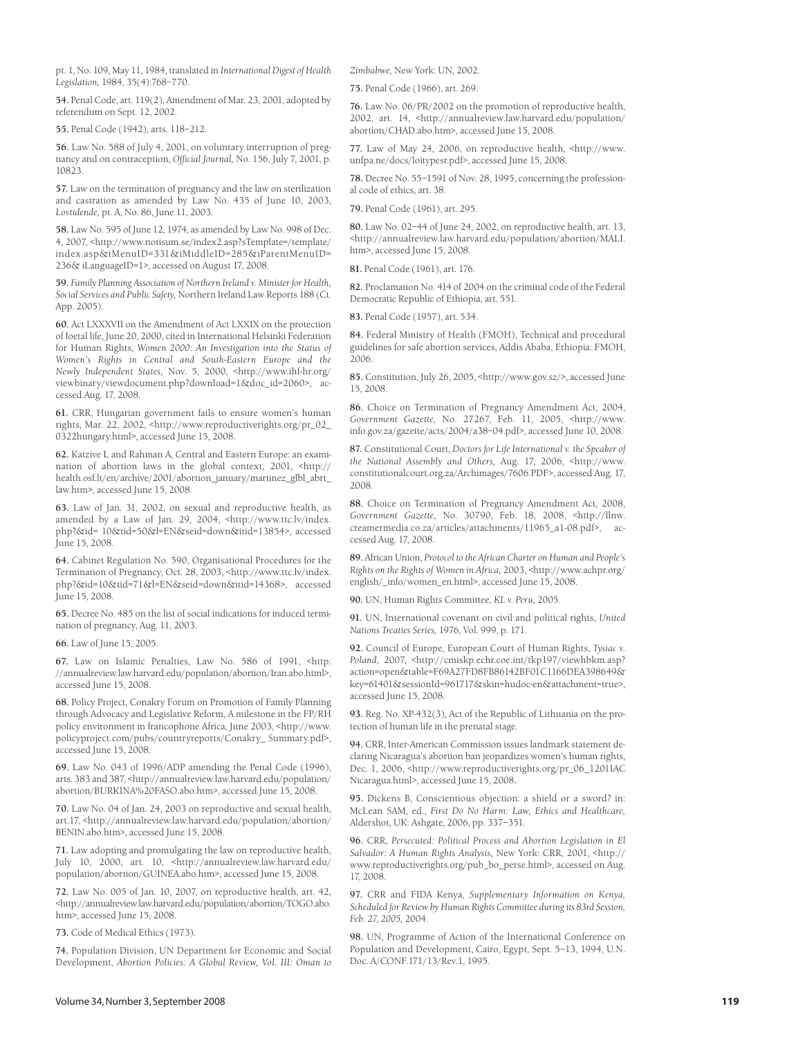pt. 1, No. 109, May 11, 1984, translated in *International Digest of Health Legislation,* 1984, 35(4):768–770.

**54.** Penal Code, art. 119(2), Amendment of Mar. 23, 2001, adopted by referendum on Sept. 12, 2002.

**55.** Penal Code (1942), arts. 118–212.

**56.** Law No. 588 of July 4, 2001, on voluntary interruption of pregnancy and on contraception, *Official Journal,* No. 156, July 7, 2001, p. 10823.

**57.** Law on the termination of pregnancy and the law on sterilization and castration as amended by Law No. 435 of June 10, 2003, *Lovtidende,* pt. A, No. 86, June 11, 2003.

**58.** Law No. 595 of June 12, 1974, as amended by Law No. 998 of Dec. 4, 2007, <http://www.notisum.se/index2.asp?sTemplate=/template/index.asp&iMenuID=331&iMiddleID=285&iParentMenuID=236& iLanguageID=1>, accessed on August 17, 2008.

**59.** *Family Planning Association of Northern Ireland v. Minister for Health, Social Services and Public Safety,* Northern Ireland Law Reports 188 (Ct. App. 2005).

**60.** Act LXXXVII on the Amendment of Act LXXIX on the protection of foetal life, June 20, 2000, cited in International Helsinki Federation for Human Rights, *Women 2000: An Investigation into the Status of Women's Rights in Central and South-Eastern Europe and the Newly Independent States,* Nov. 5, 2000, <http://www.ihf-hr.org/viewbinary/viewdocument.php?download=1&doc_id=2060>, accessed Aug. 17, 2008.

**61.** CRR, Hungarian government fails to ensure women's human rights, Mar. 22, 2002, <http://www.reproductiverights.org/pr_02_0322hungary.html>, accessed June 15, 2008.

**62.** Katzive L and Rahman A, Central and Eastern Europe: an examination of abortion laws in the global context, 2001, <http://health.osf.lt/en/archive/2001/abortion_january/martinez_glbl_abrt_law.htm>, accessed June 15, 2008.

**63.** Law of Jan. 31, 2002, on sexual and reproductive health, as amended by a Law of Jan. 29, 2004, <http://www.ttc.lv/index.php?&id= 10&tid=50&l=EN&seid=down&itid=13854>, accessed June 15, 2008.

**64.** Cabinet Regulation No. 590, Organisational Procedures for the Termination of Pregnancy, Oct. 28, 2003, <http://www.ttc.lv/index.php?&id=10&tid=71&l=EN&seid=down&itid=14368>, accessed June 15, 2008.

**65.** Decree No. 485 on the list of social indications for induced termination of pregnancy, Aug. 11, 2003.

**66.** Law of June 15, 2005.

**67.** Law on Islamic Penalties, Law No. 586 of 1991, <http://annualreview.law.harvard.edu/population/abortion/Iran.abo.html>, accessed June 15, 2008.

**68.** Policy Project, Conakry Forum on Promotion of Family Planning through Advocacy and Legislative Reform, A milestone in the FP/RH policy environment in francophone Africa, June 2003, <http://www.policyproject.com/pubs/countryreports/Conakry_ Summary.pdf>, accessed June 15, 2008.

**69.** Law No. 043 of 1996/ADP amending the Penal Code (1996), arts. 383 and 387, <http://annualreview.law.harvard.edu/population/abortion/BURKINA%20FASO.abo.htm>, accessed June 15, 2008.

**70.** Law No. 04 of Jan. 24, 2003 on reproductive and sexual health, art.17, <http://annualreview.law.harvard.edu/population/abortion/BENIN.abo.htm>, accessed June 15, 2008.

**71.** Law adopting and promulgating the law on reproductive health, July 10, 2000, art. 10, <http://annualreview.law.harvard.edu/population/abortion/GUINEA.abo.htm>, accessed June 15, 2008.

**72.** Law No. 005 of Jan. 10, 2007, on reproductive health, art. 42, <http://annualreview.law.harvard.edu/population/abortion/TOGO.abo.htm>, accessed June 15, 2008.

**73.** Code of Medical Ethics (1973).

**74.** Population Division, UN Department for Economic and Social Development, *Abortion Policies: A Global Review, Vol. III: Oman to Zimbabwe,* New York: UN, 2002.

**75.** Penal Code (1966), art. 269.

**76.** Law No. 06/PR/2002 on the promotion of reproductive health, 2002, art. 14, <http://annualreview.law.harvard.edu/population/abortion/CHAD.abo.htm>, accessed June 15, 2008.

**77.** Law of May 24, 2006, on reproductive health, <http://www.unfpa.ne/docs/loitypesr.pdf>, accessed June 15, 2008.

**78.** Decree No. 55–1591 of Nov. 28, 1995, concerning the professional code of ethics, art. 38.

**79.** Penal Code (1961), art. 295.

**80.** Law No. 02–44 of June 24, 2002, on reproductive health, art. 13, <http://annualreview.law.harvard.edu/population/abortion/MALI.htm>, accessed June 15, 2008.

**81.** Penal Code (1961), art. 176.

**82.** Proclamation No. 414 of 2004 on the criminal code of the Federal Democratic Republic of Ethiopia, art. 551.

**83.** Penal Code (1957), art. 534.

**84.** Federal Ministry of Health (FMOH), Technical and procedural guidelines for safe abortion services, Addis Ababa, Ethiopia: FMOH, 2006.

**85.** Constitution, July 26, 2005, <http://www.gov.sz/>, accessed June 15, 2008.

**86.** Choice on Termination of Pregnancy Amendment Act, 2004, *Government Gazette,* No. 27267, Feb. 11, 2005, <http://www.info.gov.za/gazette/acts/2004/a38-04.pdf>, accessed June 10, 2008.

**87.** Constitutional Court, *Doctors for Life International v. the Speaker of the National Assembly and Others,* Aug. 17, 2006, <http://www.constitutionalcourt.org.za/Archimages/7606.PDF>, accessed Aug. 17, 2008.

**88.** Choice on Termination of Pregnancy Amendment Act, 2008, *Government Gazette,* No. 30790, Feb. 18, 2008, <http://llnw.creamermedia.co.za/articles/attachments/11965_a1-08.pdf>, accessed Aug. 17, 2008.

**89.** African Union, *Protocol to the African Charter on Human and People's Rights on the Rights of Women in Africa,* 2003, <http://www.achpr.org/english/_info/women_en.html>, accessed June 15, 2008.

**90.** UN, Human Rights Committee, *KL v. Peru,* 2005.

**91.** UN, International covenant on civil and political rights, *United Nations Treaties Series,* 1976, Vol. 999, p. 171.

**92.** Council of Europe, European Court of Human Rights, *Tysiac v. Poland,* 2007, <http://cmiskp.echr.coe.int/tkp197/viewhbkm.asp?action=open&table=F69A27FD8FB86142BF01C1166DEA398649&key=61401&sessionId=961717&skin=hudoc-en&attachment=true>, accessed June 15, 2008.

**93.** Reg. No. XP-432(3), Act of the Republic of Lithuania on the protection of human life in the prenatal stage.

**94.** CRR, Inter-American Commission issues landmark statement declaring Nicaragua's abortion ban jeopardizes women's human rights, Dec. 1, 2006, <http://www.reproductiverights.org/pr_06_1201IACNicaragua.html>, accessed June 15, 2008.

**95.** Dickens B, Conscientious objection: a shield or a sword? in: McLean SAM, ed., *First Do No Harm: Law, Ethics and Healthcare,* Aldershot, UK: Ashgate, 2006, pp. 337–351.

**96.** CRR, *Persecuted: Political Process and Abortion Legislation in El Salvador: A Human Rights Analysis,* New York: CRR, 2001, <http://www.reproductiverights.org/pub_bo_perse.html>, accessed on Aug. 17, 2008.

**97.** CRR and FIDA Kenya, *Supplementary Information on Kenya, Scheduled for Review by Human Rights Committee during its 83rd Session, Feb. 27, 2005,* 2004.

**98.** UN, Programme of Action of the International Conference on Population and Development, Cairo, Egypt, Sept. 5–13, 1994, U.N. Doc. A/CONF.171/13/Rev.1, 1995.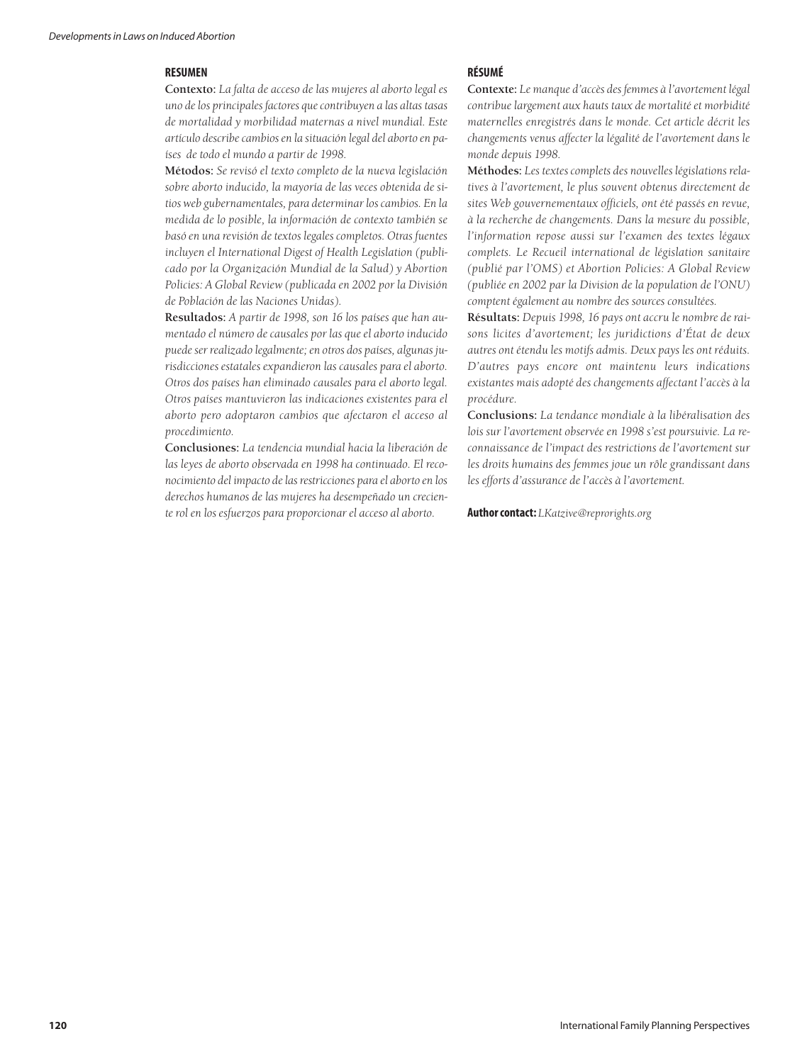## RESUMEN

**Contexto:** *La falta de acceso de las mujeres al aborto legal es uno de los principales factores que contribuyen a las altas tasas de mortalidad y morbilidad maternas a nivel mundial. Este artículo describe cambios en la situación legal del aborto en países de todo el mundo a partir de 1998.*

**Métodos:** *Se revisó el texto completo de la nueva legislación sobre aborto inducido, la mayoría de las veces obtenida de sitios web gubernamentales, para determinar los cambios. En la medida de lo posible, la información de contexto también se basó en una revisión de textos legales completos. Otras fuentes incluyen el International Digest of Health Legislation (publicado por la Organización Mundial de la Salud) y Abortion Policies: A Global Review (publicada en 2002 por la División de Población de las Naciones Unidas).*

**Resultados:** *A partir de 1998, son 16 los países que han aumentado el número de causales por las que el aborto inducido puede ser realizado legalmente; en otros dos países, algunas jurisdicciones estatales expandieron las causales para el aborto. Otros dos países han eliminado causales para el aborto legal. Otros países mantuvieron las indicaciones existentes para el aborto pero adoptaron cambios que afectaron el acceso al procedimiento.*

**Conclusiones:** *La tendencia mundial hacia la liberación de las leyes de aborto observada en 1998 ha continuado. El reconocimiento del impacto de las restricciones para el aborto en los derechos humanos de las mujeres ha desempeñado un creciente rol en los esfuerzos para proporcionar el acceso al aborto.*

## RÉSUMÉ

**Contexte:** *Le manque d'accès des femmes à l'avortement légal contribue largement aux hauts taux de mortalité et morbidité maternelles enregistrés dans le monde. Cet article décrit les changements venus affecter la légalité de l'avortement dans le monde depuis 1998.*

**Méthodes:** *Les textes complets des nouvelles législations relatives à l'avortement, le plus souvent obtenus directement de sites Web gouvernementaux officiels, ont été passés en revue, à la recherche de changements. Dans la mesure du possible, l'information repose aussi sur l'examen des textes légaux complets. Le Recueil international de législation sanitaire (publié par l'OMS) et Abortion Policies: A Global Review (publiée en 2002 par la Division de la population de l'ONU) comptent également au nombre des sources consultées.*

**Résultats:** *Depuis 1998, 16 pays ont accru le nombre de raisons licites d'avortement; les juridictions d'État de deux autres ont étendu les motifs admis. Deux pays les ont réduits. D'autres pays encore ont maintenu leurs indications existantes mais adopté des changements affectant l'accès à la procédure.*

**Conclusions:** *La tendance mondiale à la libéralisation des lois sur l'avortement observée en 1998 s'est poursuivie. La reconnaissance de l'impact des restrictions de l'avortement sur les droits humains des femmes joue un rôle grandissant dans les efforts d'assurance de l'accès à l'avortement.*

**Author contact:** *LKatzive@reprorights.org*